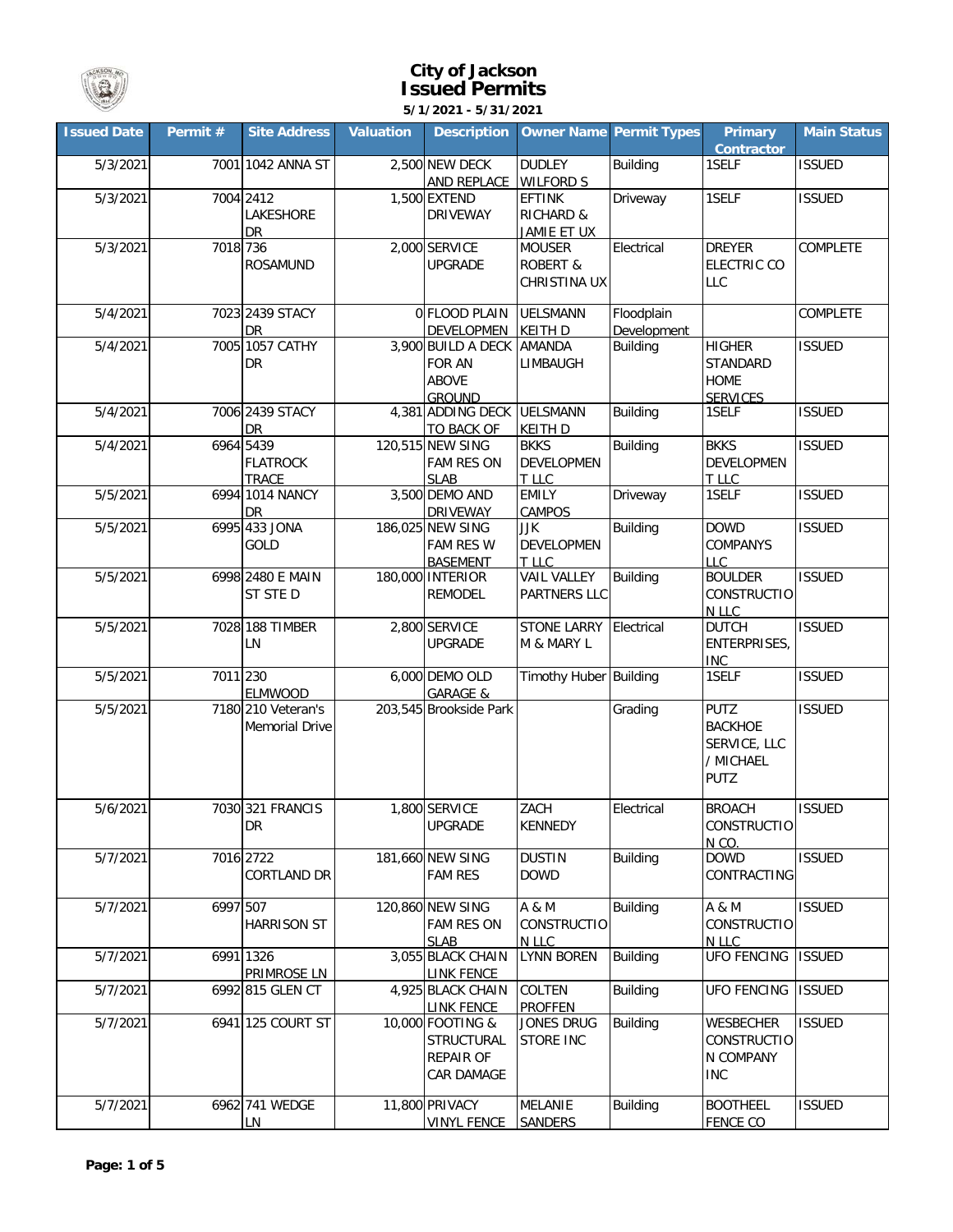# City of Jackson
## Issued Permits
**5/1/2021 - 5/31/2021**

| Issued Date | Permit # | Site Address | Valuation | Description | Owner Name | Permit Types | Primary Contractor | Main Status |
|---|---|---|---|---|---|---|---|---|
| 5/3/2021 | 7001 | 1042 ANNA ST | 2,500 | NEW DECK AND REPLACE | DUDLEY WILFORD S | Building | 1SELF | ISSUED |
| 5/3/2021 | 7004 | 2412 LAKESHORE DR | 1,500 | EXTEND DRIVEWAY | EFTINK RICHARD & JAMIE ET UX | Driveway | 1SELF | ISSUED |
| 5/3/2021 | 7018 | 736 ROSAMUND | 2,000 | SERVICE UPGRADE | MOUSER ROBERT & CHRISTINA UX | Electrical | DREYER ELECTRIC CO LLC | COMPLETE |
| 5/4/2021 | 7023 | 2439 STACY DR | 0 | FLOOD PLAIN DEVELOPMEN | UELSMANN KEITH D | Floodplain Development | | COMPLETE |
| 5/4/2021 | 7005 | 1057 CATHY DR | 3,900 | BUILD A DECK FOR AN ABOVE GROUND | AMANDA LIMBAUGH | Building | HIGHER STANDARD HOME SERVICES | ISSUED |
| 5/4/2021 | 7006 | 2439 STACY DR | 4,381 | ADDING DECK TO BACK OF | UELSMANN KEITH D | Building | 1SELF | ISSUED |
| 5/4/2021 | 6964 | 5439 FLATROCK TRACE | 120,515 | NEW SING FAM RES ON SLAB | BKKS DEVELOPMEN T LLC | Building | BKKS DEVELOPMEN T LLC | ISSUED |
| 5/5/2021 | 6994 | 1014 NANCY DR | 3,500 | DEMO AND DRIVEWAY | EMILY CAMPOS | Driveway | 1SELF | ISSUED |
| 5/5/2021 | 6995 | 433 JONA GOLD | 186,025 | NEW SING FAM RES W BASEMENT | JJK DEVELOPMEN T LLC | Building | DOWD COMPANYS LLC | ISSUED |
| 5/5/2021 | 6998 | 2480 E MAIN ST STE D | 180,000 | INTERIOR REMODEL | VAIL VALLEY PARTNERS LLC | Building | BOULDER CONSTRUCTIO N LLC | ISSUED |
| 5/5/2021 | 7028 | 188 TIMBER LN | 2,800 | SERVICE UPGRADE | STONE LARRY M & MARY L | Electrical | DUTCH ENTERPRISES, INC | ISSUED |
| 5/5/2021 | 7011 | 230 ELMWOOD | 6,000 | DEMO OLD GARAGE & | Timothy Huber | Building | 1SELF | ISSUED |
| 5/5/2021 | 7180 | 210 Veteran's Memorial Drive | 203,545 | Brookside Park | | Grading | PUTZ BACKHOE SERVICE, LLC / MICHAEL PUTZ | ISSUED |
| 5/6/2021 | 7030 | 321 FRANCIS DR | 1,800 | SERVICE UPGRADE | ZACH KENNEDY | Electrical | BROACH CONSTRUCTIO N CO. | ISSUED |
| 5/7/2021 | 7016 | 2722 CORTLAND DR | 181,660 | NEW SING FAM RES | DUSTIN DOWD | Building | DOWD CONTRACTING | ISSUED |
| 5/7/2021 | 6997 | 507 HARRISON ST | 120,860 | NEW SING FAM RES ON SLAB | A & M CONSTRUCTIO N LLC | Building | A & M CONSTRUCTIO N LLC | ISSUED |
| 5/7/2021 | 6991 | 1326 PRIMROSE LN | 3,055 | BLACK CHAIN LINK FENCE | LYNN BOREN | Building | UFO FENCING | ISSUED |
| 5/7/2021 | 6992 | 815 GLEN CT | 4,925 | BLACK CHAIN LINK FENCE | COLTEN PROFFEN | Building | UFO FENCING | ISSUED |
| 5/7/2021 | 6941 | 125 COURT ST | 10,000 | FOOTING & STRUCTURAL REPAIR OF CAR DAMAGE | JONES DRUG STORE INC | Building | WESBECHER CONSTRUCTIO N COMPANY INC | ISSUED |
| 5/7/2021 | 6962 | 741 WEDGE LN | 11,800 | PRIVACY VINYL FENCE | MELANIE SANDERS | Building | BOOTHEEL FENCE CO | ISSUED |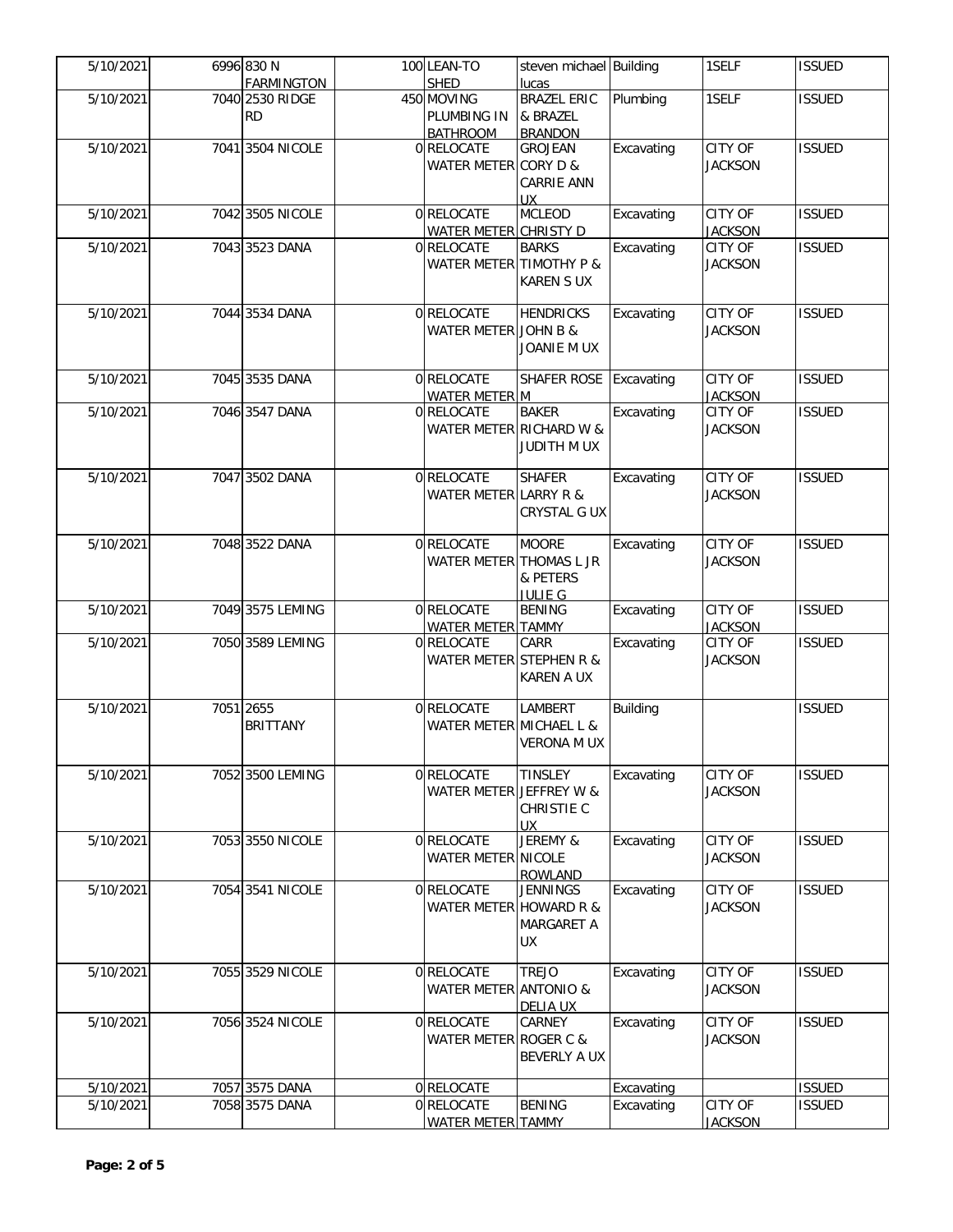| | | | | | | | | |
|---|---|---|---|---|---|---|---|---|
| 5/10/2021 | 6996 | 830 N FARMINGTON | | 100 | LEAN-TO SHED | steven michael lucas | Building | 1SELF | ISSUED |
| 5/10/2021 | 7040 | 2530 RIDGE RD | | 450 | MOVING PLUMBING IN BATHROOM | BRAZEL ERIC & BRAZEL BRANDON | Plumbing | 1SELF | ISSUED |
| 5/10/2021 | 7041 | 3504 NICOLE | | 0 | RELOCATE WATER METER | GROJEAN CORY D & CARRIE ANN UX | Excavating | CITY OF JACKSON | ISSUED |
| 5/10/2021 | 7042 | 3505 NICOLE | | 0 | RELOCATE WATER METER | MCLEOD CHRISTY D | Excavating | CITY OF JACKSON | ISSUED |
| 5/10/2021 | 7043 | 3523 DANA | | 0 | RELOCATE WATER METER | BARKS TIMOTHY P & KAREN S UX | Excavating | CITY OF JACKSON | ISSUED |
| 5/10/2021 | 7044 | 3534 DANA | | 0 | RELOCATE WATER METER | HENDRICKS JOHN B & JOANIE M UX | Excavating | CITY OF JACKSON | ISSUED |
| 5/10/2021 | 7045 | 3535 DANA | | 0 | RELOCATE WATER METER | SHAFER ROSE M | Excavating | CITY OF JACKSON | ISSUED |
| 5/10/2021 | 7046 | 3547 DANA | | 0 | RELOCATE WATER METER | BAKER RICHARD W & JUDITH M UX | Excavating | CITY OF JACKSON | ISSUED |
| 5/10/2021 | 7047 | 3502 DANA | | 0 | RELOCATE WATER METER | SHAFER LARRY R & CRYSTAL G UX | Excavating | CITY OF JACKSON | ISSUED |
| 5/10/2021 | 7048 | 3522 DANA | | 0 | RELOCATE WATER METER | MOORE THOMAS L JR & PETERS JULIE G | Excavating | CITY OF JACKSON | ISSUED |
| 5/10/2021 | 7049 | 3575 LEMING | | 0 | RELOCATE WATER METER | BENING TAMMY | Excavating | CITY OF JACKSON | ISSUED |
| 5/10/2021 | 7050 | 3589 LEMING | | 0 | RELOCATE WATER METER | CARR STEPHEN R & KAREN A UX | Excavating | CITY OF JACKSON | ISSUED |
| 5/10/2021 | 7051 | 2655 BRITTANY | | 0 | RELOCATE WATER METER | LAMBERT MICHAEL L & VERONA M UX | Building | | ISSUED |
| 5/10/2021 | 7052 | 3500 LEMING | | 0 | RELOCATE WATER METER | TINSLEY JEFFREY W & CHRISTIE C UX | Excavating | CITY OF JACKSON | ISSUED |
| 5/10/2021 | 7053 | 3550 NICOLE | | 0 | RELOCATE WATER METER | JEREMY & NICOLE ROWLAND | Excavating | CITY OF JACKSON | ISSUED |
| 5/10/2021 | 7054 | 3541 NICOLE | | 0 | RELOCATE WATER METER | JENNINGS HOWARD R & MARGARET A UX | Excavating | CITY OF JACKSON | ISSUED |
| 5/10/2021 | 7055 | 3529 NICOLE | | 0 | RELOCATE WATER METER | TREJO ANTONIO & DELIA UX | Excavating | CITY OF JACKSON | ISSUED |
| 5/10/2021 | 7056 | 3524 NICOLE | | 0 | RELOCATE WATER METER | CARNEY ROGER C & BEVERLY A UX | Excavating | CITY OF JACKSON | ISSUED |
| 5/10/2021 | 7057 | 3575 DANA | | 0 | RELOCATE | | Excavating | | ISSUED |
| 5/10/2021 | 7058 | 3575 DANA | | 0 | RELOCATE WATER METER | BENING TAMMY | Excavating | CITY OF JACKSON | ISSUED |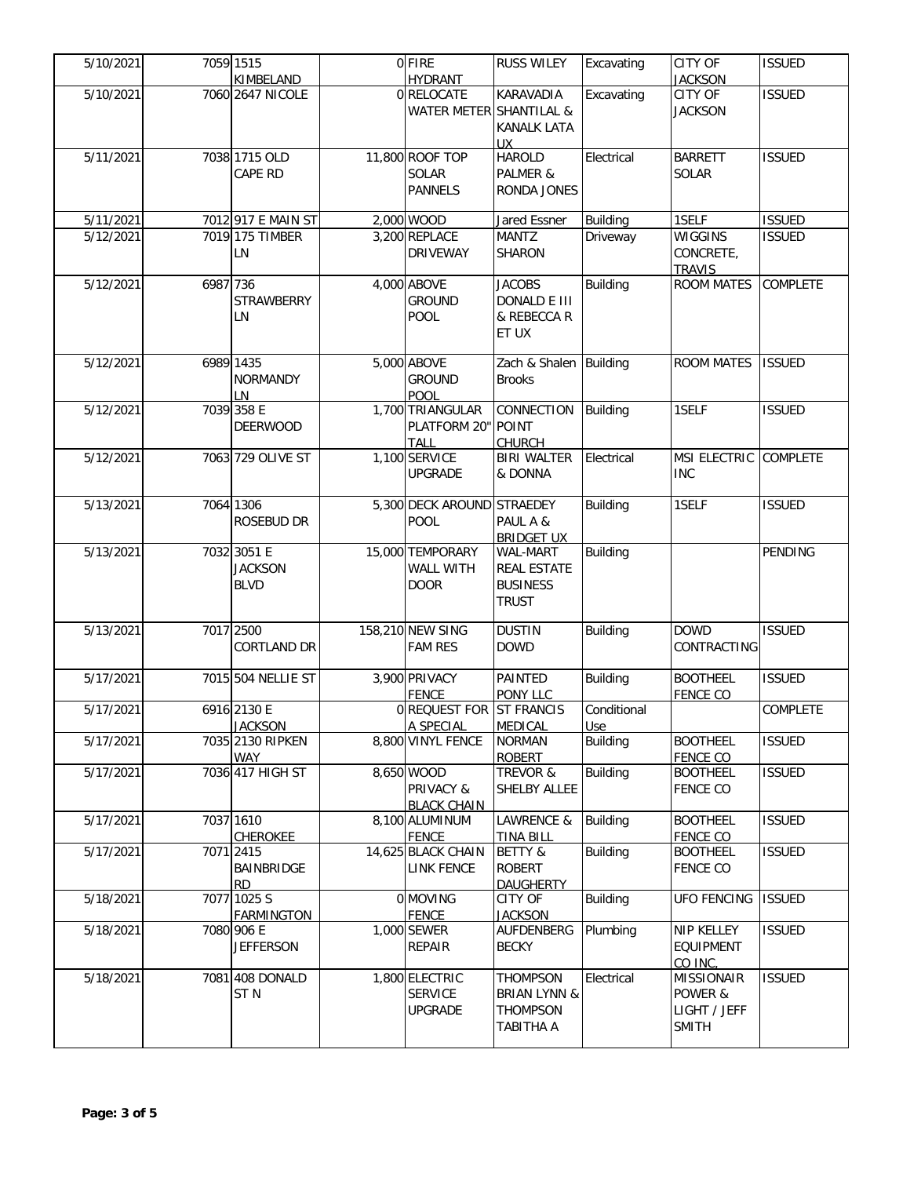| | | | | | | | | |
|---|---|---|---|---|---|---|---|---|
| 5/10/2021 | 7059 | 1515 KIMBELAND | 0 | FIRE HYDRANT | RUSS WILEY | Excavating | CITY OF JACKSON | ISSUED |
| 5/10/2021 | 7060 | 2647 NICOLE | 0 | RELOCATE WATER METER | KARAVADIA SHANTILAL & KANALK LATA UX | Excavating | CITY OF JACKSON | ISSUED |
| 5/11/2021 | 7038 | 1715 OLD CAPE RD | 11,800 | ROOF TOP SOLAR PANNELS | HAROLD PALMER & RONDA JONES | Electrical | BARRETT SOLAR | ISSUED |
| 5/11/2021 | 7012 | 917 E MAIN ST | 2,000 | WOOD | Jared Essner | Building | 1SELF | ISSUED |
| 5/12/2021 | 7019 | 175 TIMBER LN | 3,200 | REPLACE DRIVEWAY | MANTZ SHARON | Driveway | WIGGINS CONCRETE, TRAVIS | ISSUED |
| 5/12/2021 | 6987 | 736 STRAWBERRY LN | 4,000 | ABOVE GROUND POOL | JACOBS DONALD E III & REBECCA R ET UX | Building | ROOM MATES | COMPLETE |
| 5/12/2021 | 6989 | 1435 NORMANDY LN | 5,000 | ABOVE GROUND POOL | Zach & Shalen Brooks | Building | ROOM MATES | ISSUED |
| 5/12/2021 | 7039 | 358 E DEERWOOD | 1,700 | TRIANGULAR PLATFORM 20" TALL | CONNECTION POINT CHURCH | Building | 1SELF | ISSUED |
| 5/12/2021 | 7063 | 729 OLIVE ST | 1,100 | SERVICE UPGRADE | BIRI WALTER & DONNA | Electrical | MSI ELECTRIC INC | COMPLETE |
| 5/13/2021 | 7064 | 1306 ROSEBUD DR | 5,300 | DECK AROUND POOL | STRAEDEY PAUL A & BRIDGET UX | Building | 1SELF | ISSUED |
| 5/13/2021 | 7032 | 3051 E JACKSON BLVD | 15,000 | TEMPORARY WALL WITH DOOR | WAL-MART REAL ESTATE BUSINESS TRUST | Building | | PENDING |
| 5/13/2021 | 7017 | 2500 CORTLAND DR | 158,210 | NEW SING FAM RES | DUSTIN DOWD | Building | DOWD CONTRACTING | ISSUED |
| 5/17/2021 | 7015 | 504 NELLIE ST | 3,900 | PRIVACY FENCE | PAINTED PONY LLC | Building | BOOTHEEL FENCE CO | ISSUED |
| 5/17/2021 | 6916 | 2130 E JACKSON | 0 | REQUEST FOR A SPECIAL | ST FRANCIS MEDICAL | Conditional Use | | COMPLETE |
| 5/17/2021 | 7035 | 2130 RIPKEN WAY | 8,800 | VINYL FENCE | NORMAN ROBERT | Building | BOOTHEEL FENCE CO | ISSUED |
| 5/17/2021 | 7036 | 417 HIGH ST | 8,650 | WOOD PRIVACY & BLACK CHAIN | TREVOR & SHELBY ALLEE | Building | BOOTHEEL FENCE CO | ISSUED |
| 5/17/2021 | 7037 | 1610 CHEROKEE | 8,100 | ALUMINUM FENCE | LAWRENCE & TINA BILL | Building | BOOTHEEL FENCE CO | ISSUED |
| 5/17/2021 | 7071 | 2415 BAINBRIDGE RD | 14,625 | BLACK CHAIN LINK FENCE | BETTY & ROBERT DAUGHERTY | Building | BOOTHEEL FENCE CO | ISSUED |
| 5/18/2021 | 7077 | 1025 S FARMINGTON | 0 | MOVING FENCE | CITY OF JACKSON | Building | UFO FENCING | ISSUED |
| 5/18/2021 | 7080 | 906 E JEFFERSON | 1,000 | SEWER REPAIR | AUFDENBERG BECKY | Plumbing | NIP KELLEY EQUIPMENT CO INC, | ISSUED |
| 5/18/2021 | 7081 | 408 DONALD ST N | 1,800 | ELECTRIC SERVICE UPGRADE | THOMPSON BRIAN LYNN & THOMPSON TABITHA A | Electrical | MISSIONAIR POWER & LIGHT / JEFF SMITH | ISSUED |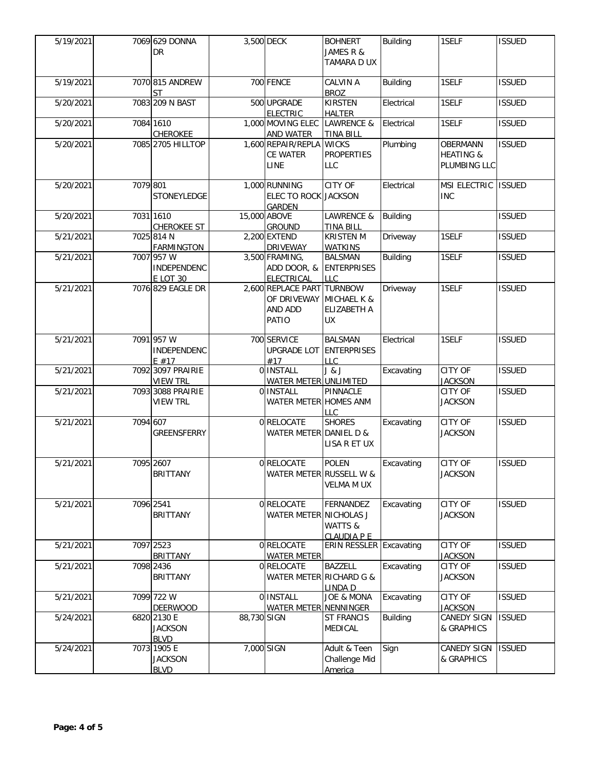| | | | | | | | | |
|---|---|---|---|---|---|---|---|---|
| 5/19/2021 | 7069 | 629 DONNA DR | 3,500 | DECK | BOHNERT JAMES R & TAMARA D UX | Building | 1SELF | ISSUED |
| 5/19/2021 | 7070 | 815 ANDREW ST | 700 | FENCE | CALVIN A BROZ | Building | 1SELF | ISSUED |
| 5/20/2021 | 7083 | 209 N BAST | 500 | UPGRADE ELECTRIC | KIRSTEN HALTER | Electrical | 1SELF | ISSUED |
| 5/20/2021 | 7084 | 1610 CHEROKEE | 1,000 | MOVING ELEC AND WATER | LAWRENCE & TINA BILL | Electrical | 1SELF | ISSUED |
| 5/20/2021 | 7085 | 2705 HILLTOP | 1,600 | REPAIR/REPLACE WATER LINE | WICKS PROPERTIES LLC | Plumbing | OBERMANN HEATING & PLUMBING LLC | ISSUED |
| 5/20/2021 | 7079 | 801 STONEYLEDGE | 1,000 | RUNNING ELEC TO ROCK GARDEN | CITY OF JACKSON | Electrical | MSI ELECTRIC INC | ISSUED |
| 5/20/2021 | 7031 | 1610 CHEROKEE ST | 15,000 | ABOVE GROUND | LAWRENCE & TINA BILL | Building | | ISSUED |
| 5/21/2021 | 7025 | 814 N FARMINGTON | 2,200 | EXTEND DRIVEWAY | KRISTEN M WATKINS | Driveway | 1SELF | ISSUED |
| 5/21/2021 | 7007 | 957 W INDEPENDENCE LOT 30 | 3,500 | FRAMING, ADD DOOR, & ELECTRICAL | BALSMAN ENTERPRISES LLC | Building | 1SELF | ISSUED |
| 5/21/2021 | 7076 | 829 EAGLE DR | 2,600 | REPLACE PART OF DRIVEWAY AND ADD PATIO | TURNBOW MICHAEL K & ELIZABETH A UX | Driveway | 1SELF | ISSUED |
| 5/21/2021 | 7091 | 957 W INDEPENDENCE #17 | 700 | SERVICE UPGRADE LOT #17 | BALSMAN ENTERPRISES LLC | Electrical | 1SELF | ISSUED |
| 5/21/2021 | 7092 | 3097 PRAIRIE VIEW TRL | 0 | INSTALL WATER METER | J & J UNLIMITED | Excavating | CITY OF JACKSON | ISSUED |
| 5/21/2021 | 7093 | 3088 PRAIRIE VIEW TRL | 0 | INSTALL WATER METER | PINNACLE HOMES ANM LLC | | CITY OF JACKSON | ISSUED |
| 5/21/2021 | 7094 | 607 GREENSFERRY | 0 | RELOCATE WATER METER | SHORES DANIEL D & LISA R ET UX | Excavating | CITY OF JACKSON | ISSUED |
| 5/21/2021 | 7095 | 2607 BRITTANY | 0 | RELOCATE WATER METER | POLEN RUSSELL W & VELMA M UX | Excavating | CITY OF JACKSON | ISSUED |
| 5/21/2021 | 7096 | 2541 BRITTANY | 0 | RELOCATE WATER METER | FERNANDEZ NICHOLAS J WATTS & CLAUDIA P E | Excavating | CITY OF JACKSON | ISSUED |
| 5/21/2021 | 7097 | 2523 BRITTANY | 0 | RELOCATE WATER METER | ERIN RESSLER | Excavating | CITY OF JACKSON | ISSUED |
| 5/21/2021 | 7098 | 2436 BRITTANY | 0 | RELOCATE WATER METER | BAZZELL RICHARD G & LINDA D | Excavating | CITY OF JACKSON | ISSUED |
| 5/21/2021 | 7099 | 722 W DEERWOOD | 0 | INSTALL WATER METER | JOE & MONA NENNINGER | Excavating | CITY OF JACKSON | ISSUED |
| 5/24/2021 | 6820 | 2130 E JACKSON BLVD | 88,730 | SIGN | ST FRANCIS MEDICAL | Building | CANEDY SIGN & GRAPHICS | ISSUED |
| 5/24/2021 | 7073 | 1905 E JACKSON BLVD | 7,000 | SIGN | Adult & Teen Challenge Mid America | Sign | CANEDY SIGN & GRAPHICS | ISSUED |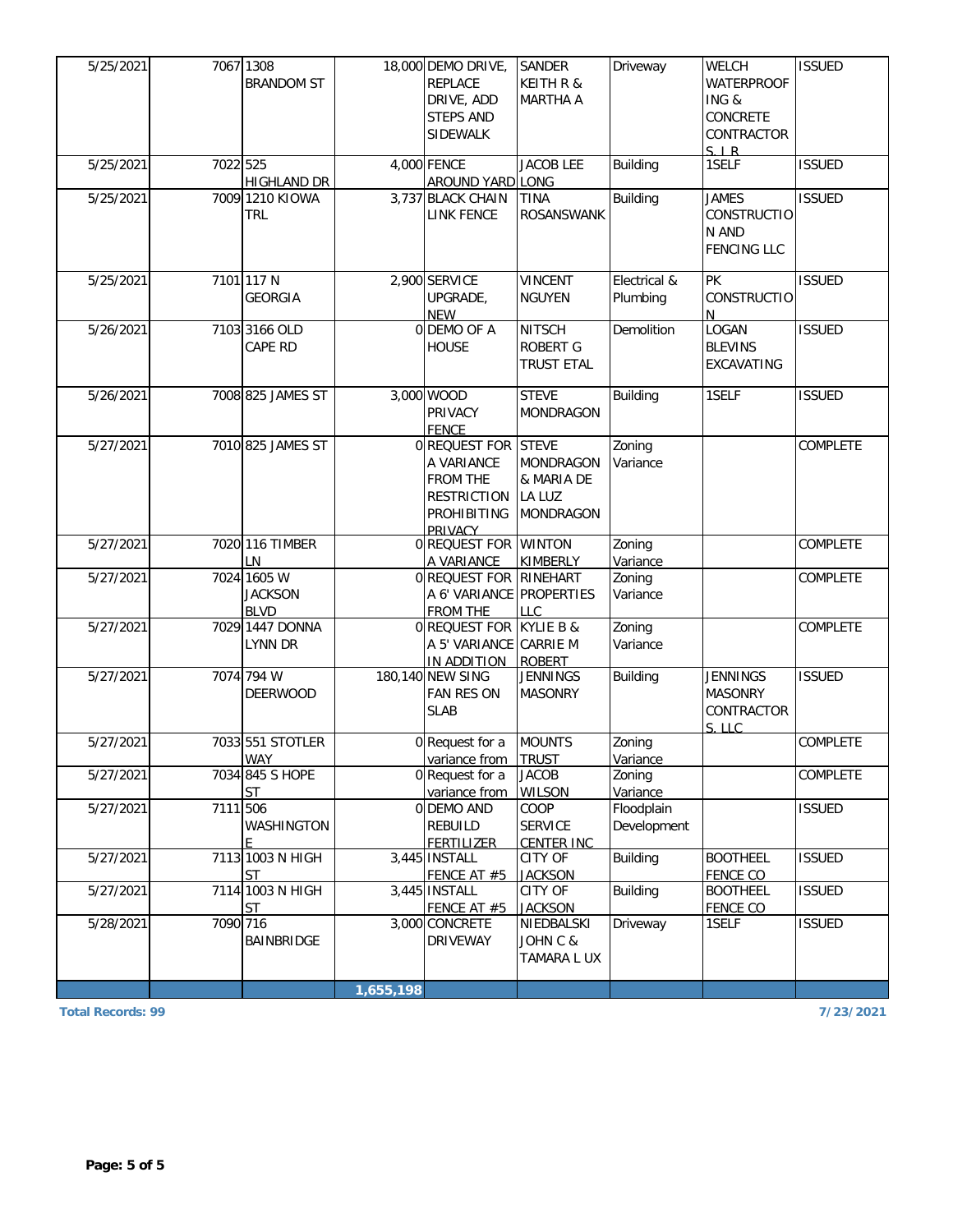| | | | | | | | | |
|---|---|---|---|---|---|---|---|---|
| 5/25/2021 | 7067 | 1308 BRANDOM ST | 18,000 | DEMO DRIVE, REPLACE DRIVE, ADD STEPS AND SIDEWALK | SANDER KEITH R & MARTHA A | Driveway | WELCH WATERPROOFING & CONCRETE CONTRACTORS LLC | ISSUED |
| 5/25/2021 | 7022 | 525 HIGHLAND DR | 4,000 | FENCE AROUND YARD | JACOB LEE LONG | Building | 1SELF | ISSUED |
| 5/25/2021 | 7009 | 1210 KIOWA TRL | 3,737 | BLACK CHAIN LINK FENCE | TINA ROSANSWANK | Building | JAMES CONSTRUCTION AND FENCING LLC | ISSUED |
| 5/25/2021 | 7101 | 117 N GEORGIA | 2,900 | SERVICE UPGRADE, NEW | VINCENT NGUYEN | Electrical & Plumbing | PK CONSTRUCTION | ISSUED |
| 5/26/2021 | 7103 | 3166 OLD CAPE RD | 0 | DEMO OF A HOUSE | NITSCH ROBERT G TRUST ETAL | Demolition | LOGAN BLEVINS EXCAVATING | ISSUED |
| 5/26/2021 | 7008 | 825 JAMES ST | 3,000 | WOOD PRIVACY FENCE | STEVE MONDRAGON | Building | 1SELF | ISSUED |
| 5/27/2021 | 7010 | 825 JAMES ST | 0 | REQUEST FOR A VARIANCE FROM THE RESTRICTION PROHIBITING PRIVACY | STEVE MONDRAGON & MARIA DE LA LUZ MONDRAGON | Zoning Variance | | COMPLETE |
| 5/27/2021 | 7020 | 116 TIMBER LN | 0 | REQUEST FOR A VARIANCE | WINTON KIMBERLY | Zoning Variance | | COMPLETE |
| 5/27/2021 | 7024 | 1605 W JACKSON BLVD | 0 | REQUEST FOR A 6' VARIANCE FROM THE | RINEHART PROPERTIES LLC | Zoning Variance | | COMPLETE |
| 5/27/2021 | 7029 | 1447 DONNA LYNN DR | 0 | REQUEST FOR A 5' VARIANCE IN ADDITION | KYLIE B & CARRIE M ROBERT | Zoning Variance | | COMPLETE |
| 5/27/2021 | 7074 | 794 W DEERWOOD | 180,140 | NEW SING FAN RES ON SLAB | JENNINGS MASONRY | Building | JENNINGS MASONRY CONTRACTORS, LLC | ISSUED |
| 5/27/2021 | 7033 | 551 STOTLER WAY | 0 | Request for a variance from | MOUNTS TRUST | Zoning Variance | | COMPLETE |
| 5/27/2021 | 7034 | 845 S HOPE ST | 0 | Request for a variance from | JACOB WILSON | Zoning Variance | | COMPLETE |
| 5/27/2021 | 7111 | 506 WASHINGTON E | 0 | DEMO AND REBUILD FERTILIZER | COOP SERVICE CENTER INC | Floodplain Development | | ISSUED |
| 5/27/2021 | 7113 | 1003 N HIGH ST | 3,445 | INSTALL FENCE AT #5 | CITY OF JACKSON | Building | BOOTHEEL FENCE CO | ISSUED |
| 5/27/2021 | 7114 | 1003 N HIGH ST | 3,445 | INSTALL FENCE AT #5 | CITY OF JACKSON | Building | BOOTHEEL FENCE CO | ISSUED |
| 5/28/2021 | 7090 | 716 BAINBRIDGE | 3,000 | CONCRETE DRIVEWAY | NIEDBALSKI JOHN C & TAMARA L UX | Driveway | 1SELF | ISSUED |
| | | | **1,655,198** | | | | | |

**Total Records: 99**

**7/23/2021**